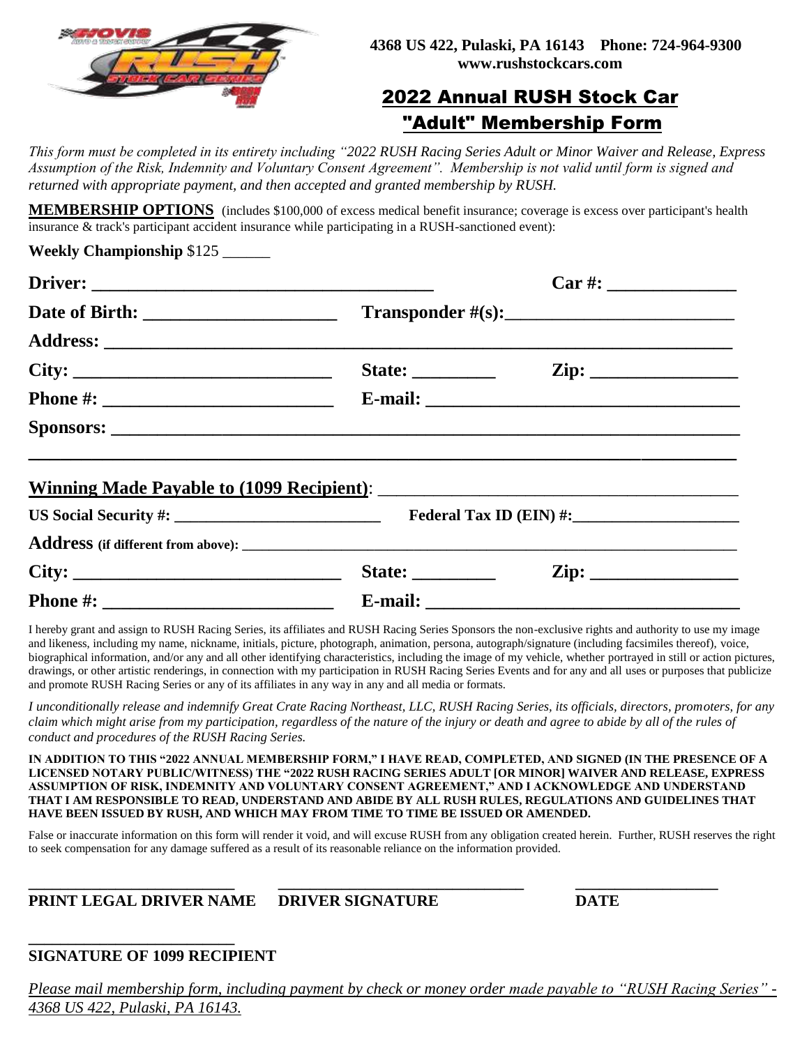**4368 US 422, Pulaski, PA 16143 Phone: 724-964-9300**
**www.rushstockcars.com**

# 2022 Annual RUSH Stock Car "Adult" Membership Form

*This form must be completed in its entirety including "2022 RUSH Racing Series Adult or Minor Waiver and Release, Express Assumption of the Risk, Indemnity and Voluntary Consent Agreement". Membership is not valid until form is signed and returned with appropriate payment, and then accepted and granted membership by RUSH.*

**MEMBERSHIP OPTIONS** (includes $100,000 of excess medical benefit insurance; coverage is excess over participant's health insurance & track's participant accident insurance while participating in a RUSH-sanctioned event):

**Weekly Championship** $125 ______

**Driver:** ______________________________________ **Car #:** ______________

**Date of Birth:** _____________________ **Transponder #(s):** _________________________

**Address:** ______________________________________________________________________

**City:** ____________________________ **State:** _________ **Zip:** ________________

**Phone #:** __________________________ **E-mail:** ___________________________________

**Sponsors:** _____________________________________________________________________

__________________________________________________________________________________

**Winning Made Payable to (1099 Recipient)**: ________________________________________

**US Social Security #:** _________________________ **Federal Tax ID (EIN) #:** ____________________

**Address (if different from above):** ________________________________________________________

**City:** ______________________________ **State:** _________ **Zip:** ________________

**Phone #:** __________________________ **E-mail:** ___________________________________

I hereby grant and assign to RUSH Racing Series, its affiliates and RUSH Racing Series Sponsors the non-exclusive rights and authority to use my image and likeness, including my name, nickname, initials, picture, photograph, animation, persona, autograph/signature (including facsimiles thereof), voice, biographical information, and/or any and all other identifying characteristics, including the image of my vehicle, whether portrayed in still or action pictures, drawings, or other artistic renderings, in connection with my participation in RUSH Racing Series Events and for any and all uses or purposes that publicize and promote RUSH Racing Series or any of its affiliates in any way in any and all media or formats.

*I unconditionally release and indemnify Great Crate Racing Northeast, LLC, RUSH Racing Series, its officials, directors, promoters, for any claim which might arise from my participation, regardless of the nature of the injury or death and agree to abide by all of the rules of conduct and procedures of the RUSH Racing Series.*

**IN ADDITION TO THIS "2022 ANNUAL MEMBERSHIP FORM," I HAVE READ, COMPLETED, AND SIGNED (IN THE PRESENCE OF A LICENSED NOTARY PUBLIC/WITNESS) THE "2022 RUSH RACING SERIES ADULT [OR MINOR] WAIVER AND RELEASE, EXPRESS ASSUMPTION OF RISK, INDEMNITY AND VOLUNTARY CONSENT AGREEMENT," AND I ACKNOWLEDGE AND UNDERSTAND THAT I AM RESPONSIBLE TO READ, UNDERSTAND AND ABIDE BY ALL RUSH RULES, REGULATIONS AND GUIDELINES THAT HAVE BEEN ISSUED BY RUSH, AND WHICH MAY FROM TIME TO TIME BE ISSUED OR AMENDED.**

False or inaccurate information on this form will render it void, and will excuse RUSH from any obligation created herein. Further, RUSH reserves the right to seek compensation for any damage suffered as a result of its reasonable reliance on the information provided.

_________________________ _____________________________ _________________

**PRINT LEGAL DRIVER NAME** **DRIVER SIGNATURE** **DATE**

_________________________

**SIGNATURE OF 1099 RECIPIENT**

*Please mail membership form, including payment by check or money order made payable to "RUSH Racing Series" - 4368 US 422, Pulaski, PA 16143.*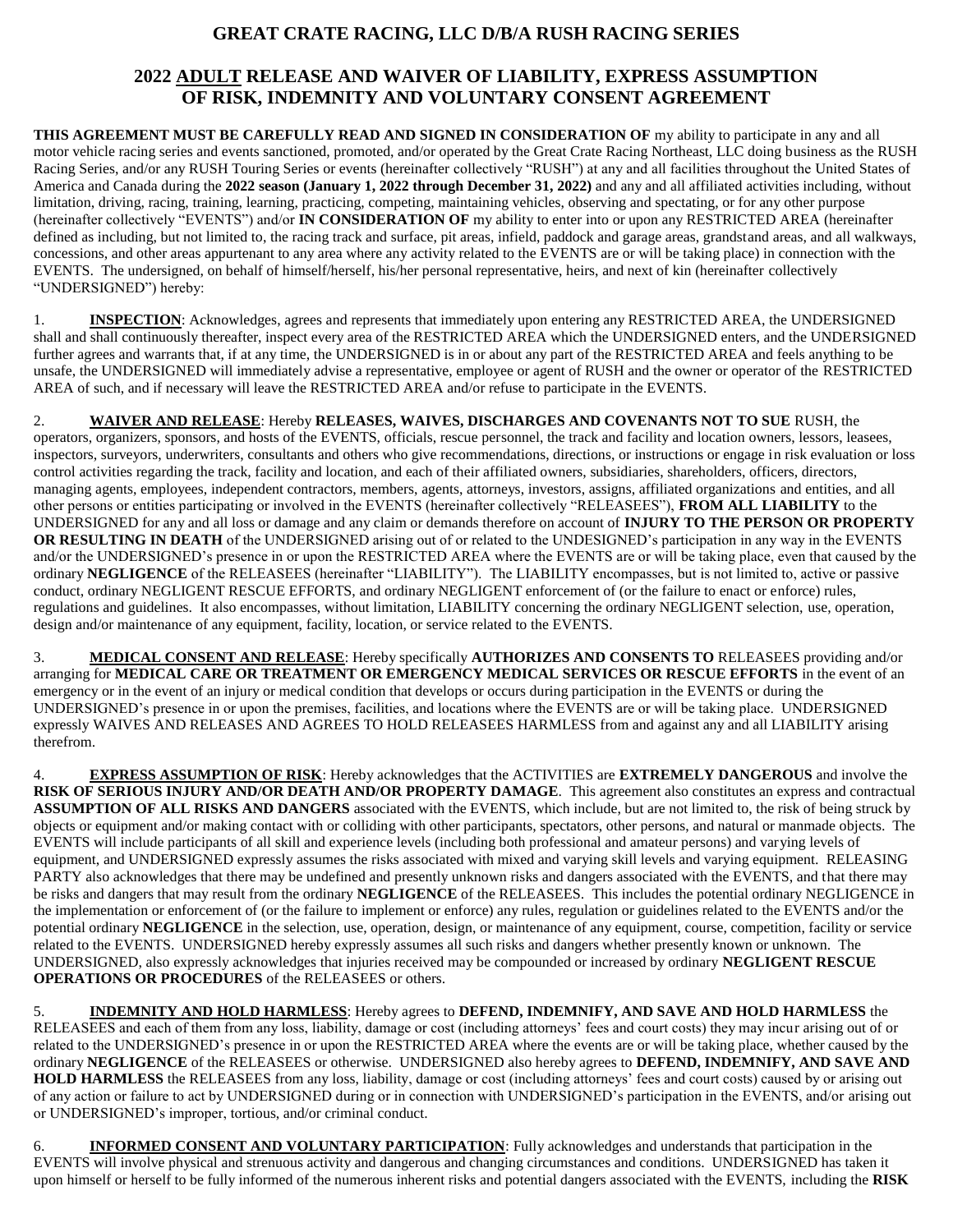# GREAT CRATE RACING, LLC D/B/A RUSH RACING SERIES

## 2022 ADULT RELEASE AND WAIVER OF LIABILITY, EXPRESS ASSUMPTION OF RISK, INDEMNITY AND VOLUNTARY CONSENT AGREEMENT

**THIS AGREEMENT MUST BE CAREFULLY READ AND SIGNED IN CONSIDERATION OF** my ability to participate in any and all motor vehicle racing series and events sanctioned, promoted, and/or operated by the Great Crate Racing Northeast, LLC doing business as the RUSH Racing Series, and/or any RUSH Touring Series or events (hereinafter collectively "RUSH") at any and all facilities throughout the United States of America and Canada during the **2022 season (January 1, 2022 through December 31, 2022)** and any and all affiliated activities including, without limitation, driving, racing, training, learning, practicing, competing, maintaining vehicles, observing and spectating, or for any other purpose (hereinafter collectively "EVENTS") and/or **IN CONSIDERATION OF** my ability to enter into or upon any RESTRICTED AREA (hereinafter defined as including, but not limited to, the racing track and surface, pit areas, infield, paddock and garage areas, grandstand areas, and all walkways, concessions, and other areas appurtenant to any area where any activity related to the EVENTS are or will be taking place) in connection with the EVENTS. The undersigned, on behalf of himself/herself, his/her personal representative, heirs, and next of kin (hereinafter collectively "UNDERSIGNED") hereby:

1. **INSPECTION**: Acknowledges, agrees and represents that immediately upon entering any RESTRICTED AREA, the UNDERSIGNED shall and shall continuously thereafter, inspect every area of the RESTRICTED AREA which the UNDERSIGNED enters, and the UNDERSIGNED further agrees and warrants that, if at any time, the UNDERSIGNED is in or about any part of the RESTRICTED AREA and feels anything to be unsafe, the UNDERSIGNED will immediately advise a representative, employee or agent of RUSH and the owner or operator of the RESTRICTED AREA of such, and if necessary will leave the RESTRICTED AREA and/or refuse to participate in the EVENTS.

2. **WAIVER AND RELEASE**: Hereby **RELEASES, WAIVES, DISCHARGES AND COVENANTS NOT TO SUE** RUSH, the operators, organizers, sponsors, and hosts of the EVENTS, officials, rescue personnel, the track and facility and location owners, lessors, leasees, inspectors, surveyors, underwriters, consultants and others who give recommendations, directions, or instructions or engage in risk evaluation or loss control activities regarding the track, facility and location, and each of their affiliated owners, subsidiaries, shareholders, officers, directors, managing agents, employees, independent contractors, members, agents, attorneys, investors, assigns, affiliated organizations and entities, and all other persons or entities participating or involved in the EVENTS (hereinafter collectively "RELEASEES"), **FROM ALL LIABILITY** to the UNDERSIGNED for any and all loss or damage and any claim or demands therefore on account of **INJURY TO THE PERSON OR PROPERTY OR RESULTING IN DEATH** of the UNDERSIGNED arising out of or related to the UNDESIGNED's participation in any way in the EVENTS and/or the UNDERSIGNED's presence in or upon the RESTRICTED AREA where the EVENTS are or will be taking place, even that caused by the ordinary **NEGLIGENCE** of the RELEASEES (hereinafter "LIABILITY"). The LIABILITY encompasses, but is not limited to, active or passive conduct, ordinary NEGLIGENT RESCUE EFFORTS, and ordinary NEGLIGENT enforcement of (or the failure to enact or enforce) rules, regulations and guidelines. It also encompasses, without limitation, LIABILITY concerning the ordinary NEGLIGENT selection, use, operation, design and/or maintenance of any equipment, facility, location, or service related to the EVENTS.

3. **MEDICAL CONSENT AND RELEASE**: Hereby specifically **AUTHORIZES AND CONSENTS TO** RELEASEES providing and/or arranging for **MEDICAL CARE OR TREATMENT OR EMERGENCY MEDICAL SERVICES OR RESCUE EFFORTS** in the event of an emergency or in the event of an injury or medical condition that develops or occurs during participation in the EVENTS or during the UNDERSIGNED's presence in or upon the premises, facilities, and locations where the EVENTS are or will be taking place. UNDERSIGNED expressly WAIVES AND RELEASES AND AGREES TO HOLD RELEASEES HARMLESS from and against any and all LIABILITY arising therefrom.

4. **EXPRESS ASSUMPTION OF RISK**: Hereby acknowledges that the ACTIVITIES are **EXTREMELY DANGEROUS** and involve the **RISK OF SERIOUS INJURY AND/OR DEATH AND/OR PROPERTY DAMAGE**. This agreement also constitutes an express and contractual **ASSUMPTION OF ALL RISKS AND DANGERS** associated with the EVENTS, which include, but are not limited to, the risk of being struck by objects or equipment and/or making contact with or colliding with other participants, spectators, other persons, and natural or manmade objects. The EVENTS will include participants of all skill and experience levels (including both professional and amateur persons) and varying levels of equipment, and UNDERSIGNED expressly assumes the risks associated with mixed and varying skill levels and varying equipment. RELEASING PARTY also acknowledges that there may be undefined and presently unknown risks and dangers associated with the EVENTS, and that there may be risks and dangers that may result from the ordinary **NEGLIGENCE** of the RELEASEES. This includes the potential ordinary NEGLIGENCE in the implementation or enforcement of (or the failure to implement or enforce) any rules, regulation or guidelines related to the EVENTS and/or the potential ordinary **NEGLIGENCE** in the selection, use, operation, design, or maintenance of any equipment, course, competition, facility or service related to the EVENTS. UNDERSIGNED hereby expressly assumes all such risks and dangers whether presently known or unknown. The UNDERSIGNED, also expressly acknowledges that injuries received may be compounded or increased by ordinary **NEGLIGENT RESCUE OPERATIONS OR PROCEDURES** of the RELEASEES or others.

5. **INDEMNITY AND HOLD HARMLESS**: Hereby agrees to **DEFEND, INDEMNIFY, AND SAVE AND HOLD HARMLESS** the RELEASEES and each of them from any loss, liability, damage or cost (including attorneys' fees and court costs) they may incur arising out of or related to the UNDERSIGNED's presence in or upon the RESTRICTED AREA where the events are or will be taking place, whether caused by the ordinary **NEGLIGENCE** of the RELEASEES or otherwise. UNDERSIGNED also hereby agrees to **DEFEND, INDEMNIFY, AND SAVE AND HOLD HARMLESS** the RELEASEES from any loss, liability, damage or cost (including attorneys' fees and court costs) caused by or arising out of any action or failure to act by UNDERSIGNED during or in connection with UNDERSIGNED's participation in the EVENTS, and/or arising out or UNDERSIGNED's improper, tortious, and/or criminal conduct.

6. **INFORMED CONSENT AND VOLUNTARY PARTICIPATION**: Fully acknowledges and understands that participation in the EVENTS will involve physical and strenuous activity and dangerous and changing circumstances and conditions. UNDERSIGNED has taken it upon himself or herself to be fully informed of the numerous inherent risks and potential dangers associated with the EVENTS, including the **RISK**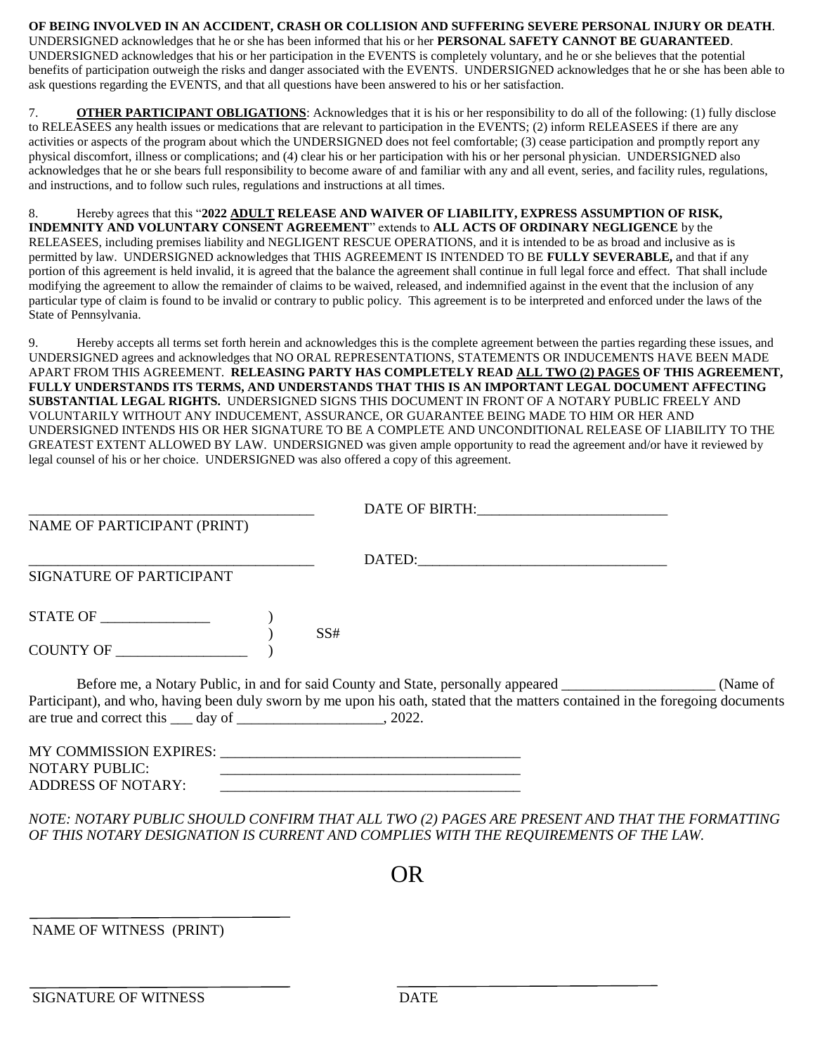**OF BEING INVOLVED IN AN ACCIDENT, CRASH OR COLLISION AND SUFFERING SEVERE PERSONAL INJURY OR DEATH**. UNDERSIGNED acknowledges that he or she has been informed that his or her **PERSONAL SAFETY CANNOT BE GUARANTEED**. UNDERSIGNED acknowledges that his or her participation in the EVENTS is completely voluntary, and he or she believes that the potential benefits of participation outweigh the risks and danger associated with the EVENTS. UNDERSIGNED acknowledges that he or she has been able to ask questions regarding the EVENTS, and that all questions have been answered to his or her satisfaction.

7. **OTHER PARTICIPANT OBLIGATIONS**: Acknowledges that it is his or her responsibility to do all of the following: (1) fully disclose to RELEASEES any health issues or medications that are relevant to participation in the EVENTS; (2) inform RELEASEES if there are any activities or aspects of the program about which the UNDERSIGNED does not feel comfortable; (3) cease participation and promptly report any physical discomfort, illness or complications; and (4) clear his or her participation with his or her personal physician. UNDERSIGNED also acknowledges that he or she bears full responsibility to become aware of and familiar with any and all event, series, and facility rules, regulations, and instructions, and to follow such rules, regulations and instructions at all times.

8. Hereby agrees that this "**2022 ADULT RELEASE AND WAIVER OF LIABILITY, EXPRESS ASSUMPTION OF RISK, INDEMNITY AND VOLUNTARY CONSENT AGREEMENT**" extends to **ALL ACTS OF ORDINARY NEGLIGENCE** by the RELEASEES, including premises liability and NEGLIGENT RESCUE OPERATIONS, and it is intended to be as broad and inclusive as is permitted by law. UNDERSIGNED acknowledges that THIS AGREEMENT IS INTENDED TO BE **FULLY SEVERABLE,** and that if any portion of this agreement is held invalid, it is agreed that the balance the agreement shall continue in full legal force and effect. That shall include modifying the agreement to allow the remainder of claims to be waived, released, and indemnified against in the event that the inclusion of any particular type of claim is found to be invalid or contrary to public policy. This agreement is to be interpreted and enforced under the laws of the State of Pennsylvania.

9. Hereby accepts all terms set forth herein and acknowledges this is the complete agreement between the parties regarding these issues, and UNDERSIGNED agrees and acknowledges that NO ORAL REPRESENTATIONS, STATEMENTS OR INDUCEMENTS HAVE BEEN MADE APART FROM THIS AGREEMENT. **RELEASING PARTY HAS COMPLETELY READ ALL TWO (2) PAGES OF THIS AGREEMENT, FULLY UNDERSTANDS ITS TERMS, AND UNDERSTANDS THAT THIS IS AN IMPORTANT LEGAL DOCUMENT AFFECTING SUBSTANTIAL LEGAL RIGHTS.** UNDERSIGNED SIGNS THIS DOCUMENT IN FRONT OF A NOTARY PUBLIC FREELY AND VOLUNTARILY WITHOUT ANY INDUCEMENT, ASSURANCE, OR GUARANTEE BEING MADE TO HIM OR HER AND UNDERSIGNED INTENDS HIS OR HER SIGNATURE TO BE A COMPLETE AND UNCONDITIONAL RELEASE OF LIABILITY TO THE GREATEST EXTENT ALLOWED BY LAW. UNDERSIGNED was given ample opportunity to read the agreement and/or have it reviewed by legal counsel of his or her choice. UNDERSIGNED was also offered a copy of this agreement.

_______________________________________ DATE OF BIRTH:__________________________
NAME OF PARTICIPANT (PRINT)

_______________________________________ DATED:__________________________________
SIGNATURE OF PARTICIPANT

STATE OF _______________ )
) SS#
COUNTY OF __________________ )

Before me, a Notary Public, in and for said County and State, personally appeared _____________________ (Name of Participant), and who, having been duly sworn by me upon his oath, stated that the matters contained in the foregoing documents are true and correct this ___ day of ____________________, 2022.

MY COMMISSION EXPIRES: ________________________________________
NOTARY PUBLIC: ________________________________________
ADDRESS OF NOTARY: ________________________________________

*NOTE: NOTARY PUBLIC SHOULD CONFIRM THAT ALL TWO (2) PAGES ARE PRESENT AND THAT THE FORMATTING OF THIS NOTARY DESIGNATION IS CURRENT AND COMPLIES WITH THE REQUIREMENTS OF THE LAW.*

OR

___________________________________
NAME OF WITNESS (PRINT)

___________________________________ ___________________________________
SIGNATURE OF WITNESS DATE